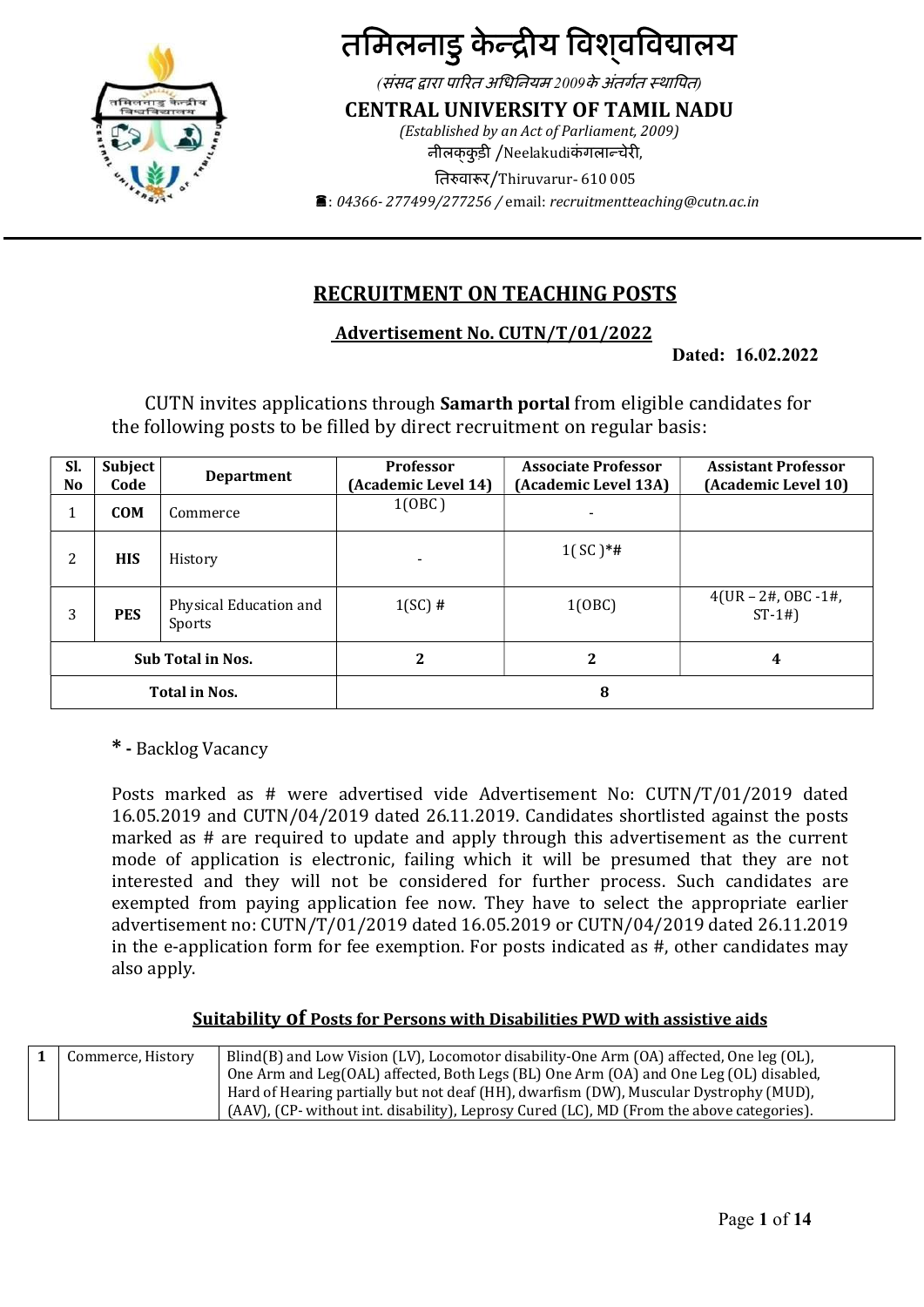# तमिलनाडु केन्द्रीय विश्वविद्यालय

*(संसद द्वारा पारित अधिनियम 2009 के अंतर्गत स्थापित)*

## CENTRAL UNIVERSITY OF TAMIL NADU

*(Established by an Act of Parliament, 2009)*

नीलक्कुडी /Neelakudiकंगलान्चेरी,

तिरुवारूर/Thiruvarur- 610 005

☎: *04366- 277499/277256* / email: *recruitmentteaching@cutn.ac.in*

---

## RECRUITMENT ON TEACHING POSTS

### Advertisement No. CUTN/T/01/2022

**Dated: 16.02.2022**

CUTN invites applications through **Samarth portal** from eligible candidates for the following posts to be filled by direct recruitment on regular basis:

| Sl. No | Subject Code | Department | Professor (Academic Level 14) | Associate Professor (Academic Level 13A) | Assistant Professor (Academic Level 10) |
|---|---|---|---|---|---|
| 1 | **COM** | Commerce | 1(OBC ) | - | |
| 2 | **HIS** | History | - | 1( SC )*# | |
| 3 | **PES** | Physical Education and Sports | 1(SC) # | 1(OBC) | 4(UR – 2#, OBC -1#, ST-1#) |
| **Sub Total in Nos.** | | | **2** | **2** | **4** |
| **Total in Nos.** | | | **8** | | |

**\* -** Backlog Vacancy

Posts marked as # were advertised vide Advertisement No: CUTN/T/01/2019 dated 16.05.2019 and CUTN/04/2019 dated 26.11.2019. Candidates shortlisted against the posts marked as # are required to update and apply through this advertisement as the current mode of application is electronic, failing which it will be presumed that they are not interested and they will not be considered for further process. Such candidates are exempted from paying application fee now. They have to select the appropriate earlier advertisement no: CUTN/T/01/2019 dated 16.05.2019 or CUTN/04/2019 dated 26.11.2019 in the e-application form for fee exemption. For posts indicated as #, other candidates may also apply.

### Suitability of Posts for Persons with Disabilities PWD with assistive aids

| | | |
|---|---|---|
| **1** | Commerce, History | Blind(B) and Low Vision (LV), Locomotor disability-One Arm (OA) affected, One leg (OL), One Arm and Leg(OAL) affected, Both Legs (BL) One Arm (OA) and One Leg (OL) disabled, Hard of Hearing partially but not deaf (HH), dwarfism (DW), Muscular Dystrophy (MUD), (AAV), (CP- without int. disability), Leprosy Cured (LC), MD (From the above categories). |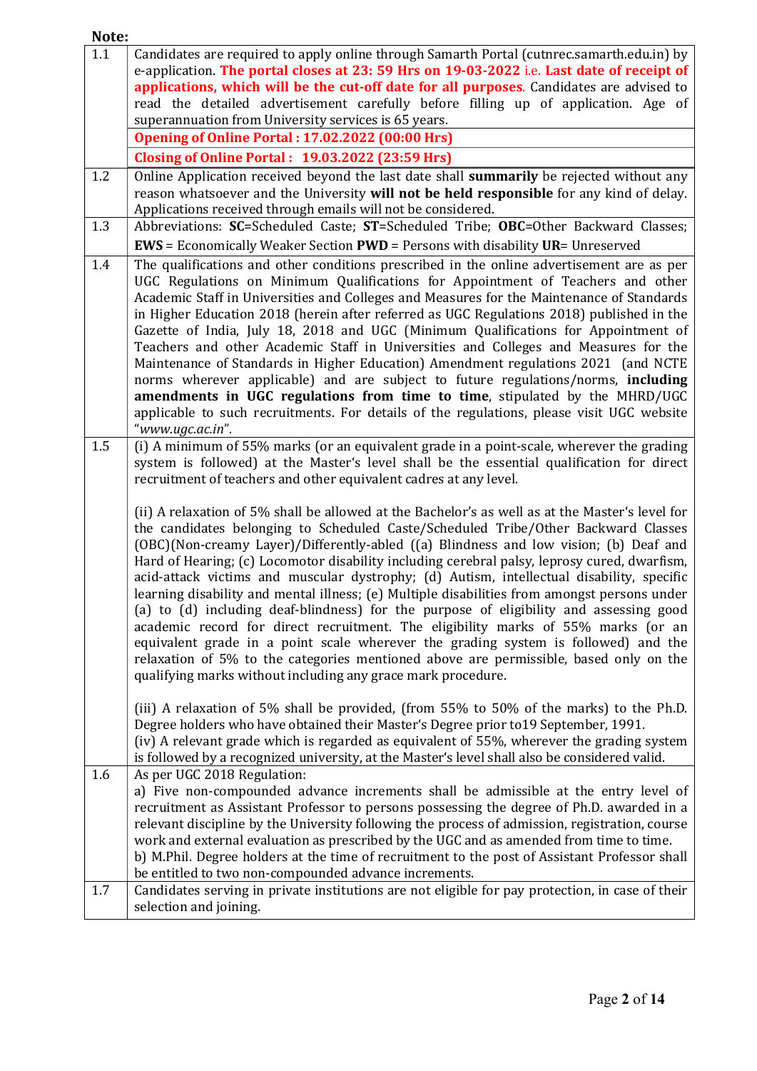**Note:**

| | |
|---|---|
| 1.1 | Candidates are required to apply online through Samarth Portal (cutnrec.samarth.edu.in) by e-application. **The portal closes at 23: 59 Hrs on 19-03-2022** i.e. **Last date of receipt of applications, which will be the cut-off date for all purposes**. Candidates are advised to read the detailed advertisement carefully before filling up of application. Age of superannuation from University services is 65 years.<br>**Opening of Online Portal : 17.02.2022 (00:00 Hrs)**<br>**Closing of Online Portal : 19.03.2022 (23:59 Hrs)** |
| 1.2 | Online Application received beyond the last date shall **summarily** be rejected without any reason whatsoever and the University **will not be held responsible** for any kind of delay. Applications received through emails will not be considered. |
| 1.3 | Abbreviations: **SC**=Scheduled Caste; **ST**=Scheduled Tribe; **OBC**=Other Backward Classes; **EWS** = Economically Weaker Section **PWD** = Persons with disability **UR**= Unreserved |
| 1.4 | The qualifications and other conditions prescribed in the online advertisement are as per UGC Regulations on Minimum Qualifications for Appointment of Teachers and other Academic Staff in Universities and Colleges and Measures for the Maintenance of Standards in Higher Education 2018 (herein after referred as UGC Regulations 2018) published in the Gazette of India, July 18, 2018 and UGC (Minimum Qualifications for Appointment of Teachers and other Academic Staff in Universities and Colleges and Measures for the Maintenance of Standards in Higher Education) Amendment regulations 2021 (and NCTE norms wherever applicable) and are subject to future regulations/norms, **including amendments in UGC regulations from time to time**, stipulated by the MHRD/UGC applicable to such recruitments. For details of the regulations, please visit UGC website "*www.ugc.ac.in*". |
| 1.5 | (i) A minimum of 55% marks (or an equivalent grade in a point-scale, wherever the grading system is followed) at the Master's level shall be the essential qualification for direct recruitment of teachers and other equivalent cadres at any level.<br><br>(ii) A relaxation of 5% shall be allowed at the Bachelor's as well as at the Master's level for the candidates belonging to Scheduled Caste/Scheduled Tribe/Other Backward Classes (OBC)(Non-creamy Layer)/Differently-abled ((a) Blindness and low vision; (b) Deaf and Hard of Hearing; (c) Locomotor disability including cerebral palsy, leprosy cured, dwarfism, acid-attack victims and muscular dystrophy; (d) Autism, intellectual disability, specific learning disability and mental illness; (e) Multiple disabilities from amongst persons under (a) to (d) including deaf-blindness) for the purpose of eligibility and assessing good academic record for direct recruitment. The eligibility marks of 55% marks (or an equivalent grade in a point scale wherever the grading system is followed) and the relaxation of 5% to the categories mentioned above are permissible, based only on the qualifying marks without including any grace mark procedure.<br><br>(iii) A relaxation of 5% shall be provided, (from 55% to 50% of the marks) to the Ph.D. Degree holders who have obtained their Master's Degree prior to19 September, 1991.<br>(iv) A relevant grade which is regarded as equivalent of 55%, wherever the grading system is followed by a recognized university, at the Master's level shall also be considered valid. |
| 1.6 | As per UGC 2018 Regulation:<br>a) Five non-compounded advance increments shall be admissible at the entry level of recruitment as Assistant Professor to persons possessing the degree of Ph.D. awarded in a relevant discipline by the University following the process of admission, registration, course work and external evaluation as prescribed by the UGC and as amended from time to time.<br>b) M.Phil. Degree holders at the time of recruitment to the post of Assistant Professor shall be entitled to two non-compounded advance increments. |
| 1.7 | Candidates serving in private institutions are not eligible for pay protection, in case of their selection and joining. |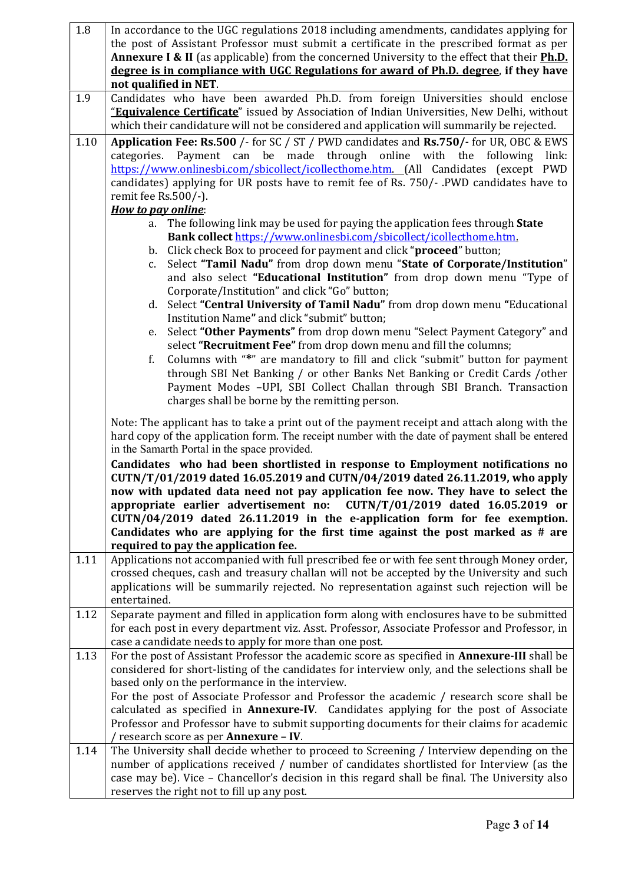| | |
|---|---|
| 1.8 | In accordance to the UGC regulations 2018 including amendments, candidates applying for the post of Assistant Professor must submit a certificate in the prescribed format as per **Annexure I & II** (as applicable) from the concerned University to the effect that their **Ph.D. degree is in compliance with UGC Regulations for award of Ph.D. degree**, **if they have not qualified in NET**. |
| 1.9 | Candidates who have been awarded Ph.D. from foreign Universities should enclose "**Equivalence Certificate**" issued by Association of Indian Universities, New Delhi, without which their candidature will not be considered and application will summarily be rejected. |
| 1.10 | **Application Fee: Rs.500** /- for SC / ST / PWD candidates and **Rs.750/-** for UR, OBC & EWS categories. Payment can be made through online with the following link: https://www.onlinesbi.com/sbicollect/icollecthome.htm. (All Candidates (except PWD candidates) applying for UR posts have to remit fee of Rs. 750/- .PWD candidates have to remit fee Rs.500/-).<br><br>***How to pay online***:<br><br>a. The following link may be used for paying the application fees through **State Bank collect** https://www.onlinesbi.com/sbicollect/icollecthome.htm.<br>b. Click check Box to proceed for payment and click "**proceed**" button;<br>c. Select **"Tamil Nadu"** from drop down menu "**State of Corporate/Institution**" and also select **"Educational Institution"** from drop down menu "Type of Corporate/Institution" and click "Go" button;<br>d. Select **"Central University of Tamil Nadu"** from drop down menu **"**Educational Institution Name**"** and click "submit" button;<br>e. Select **"Other Payments"** from drop down menu "Select Payment Category" and select **"Recruitment Fee"** from drop down menu and fill the columns;<br>f. Columns with "*" are mandatory to fill and click "submit" button for payment through SBI Net Banking / or other Banks Net Banking or Credit Cards /other Payment Modes –UPI, SBI Collect Challan through SBI Branch. Transaction charges shall be borne by the remitting person.<br><br>Note: The applicant has to take a print out of the payment receipt and attach along with the hard copy of the application form. The receipt number with the date of payment shall be entered in the Samarth Portal in the space provided.<br><br>**Candidates who had been shortlisted in response to Employment notifications no CUTN/T/01/2019 dated 16.05.2019 and CUTN/04/2019 dated 26.11.2019, who apply now with updated data need not pay application fee now. They have to select the appropriate earlier advertisement no: CUTN/T/01/2019 dated 16.05.2019 or CUTN/04/2019 dated 26.11.2019 in the e-application form for fee exemption. Candidates who are applying for the first time against the post marked as # are required to pay the application fee.** |
| 1.11 | Applications not accompanied with full prescribed fee or with fee sent through Money order, crossed cheques, cash and treasury challan will not be accepted by the University and such applications will be summarily rejected. No representation against such rejection will be entertained. |
| 1.12 | Separate payment and filled in application form along with enclosures have to be submitted for each post in every department viz. Asst. Professor, Associate Professor and Professor, in case a candidate needs to apply for more than one post. |
| 1.13 | For the post of Assistant Professor the academic score as specified in **Annexure-III** shall be considered for short-listing of the candidates for interview only, and the selections shall be based only on the performance in the interview.<br>For the post of Associate Professor and Professor the academic / research score shall be calculated as specified in **Annexure-IV**. Candidates applying for the post of Associate Professor and Professor have to submit supporting documents for their claims for academic / research score as per **Annexure – IV**. |
| 1.14 | The University shall decide whether to proceed to Screening / Interview depending on the number of applications received / number of candidates shortlisted for Interview (as the case may be). Vice – Chancellor's decision in this regard shall be final. The University also reserves the right not to fill up any post. |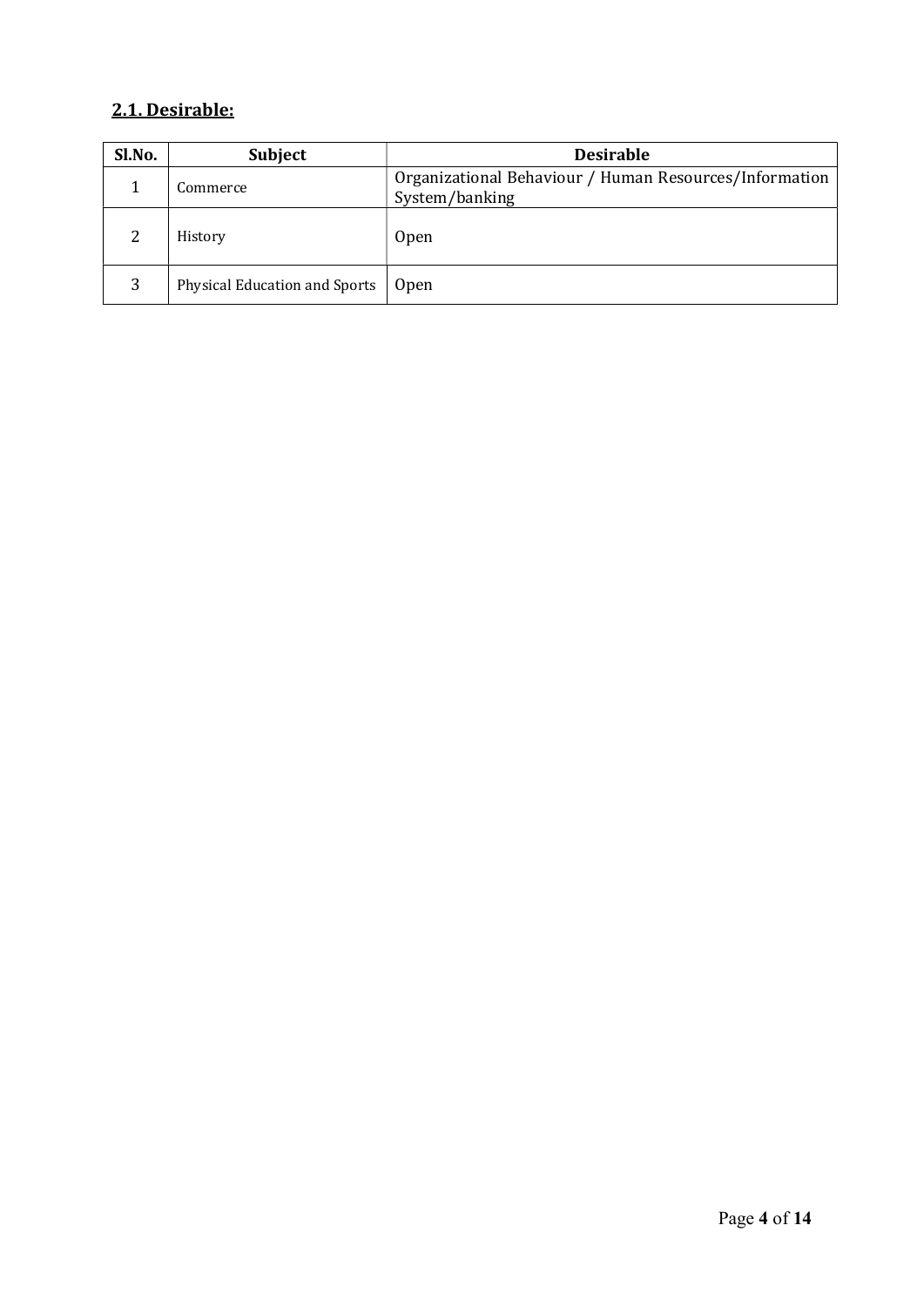## 2.1. Desirable:

| Sl.No. | Subject | Desirable |
| --- | --- | --- |
| 1 | Commerce | Organizational Behaviour / Human Resources/Information System/banking |
| 2 | History | Open |
| 3 | Physical Education and Sports | Open |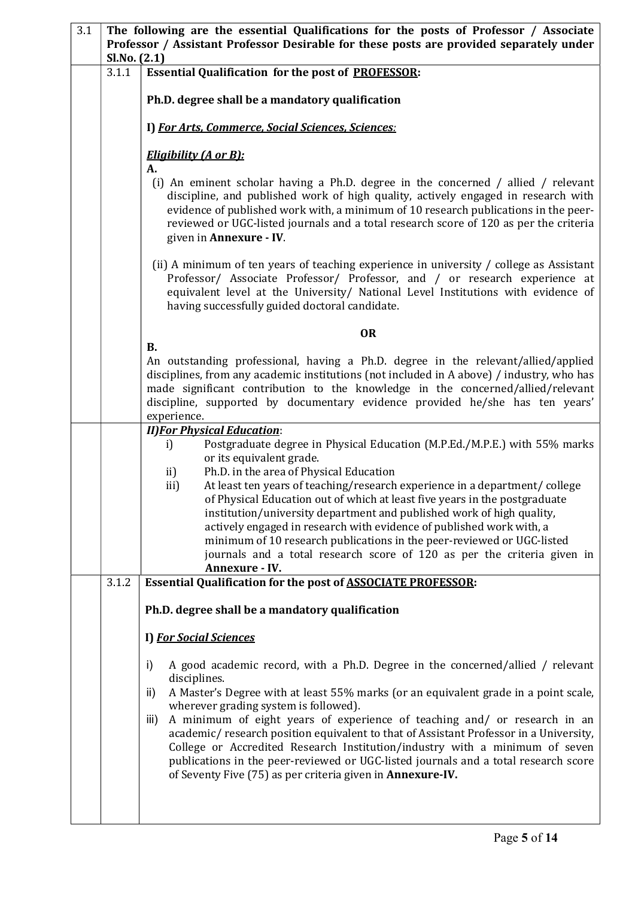**3.1 The following are the essential Qualifications for the posts of Professor / Associate Professor / Assistant Professor Desirable for these posts are provided separately under Sl.No. (2.1)**

**3.1.1 Essential Qualification for the post of <u>PROFESSOR</u>:**

**Ph.D. degree shall be a mandatory qualification**

**I) *<u>For Arts, Commerce, Social Sciences, Sciences</u>*:**

***<u>Eligibility (A or B):</u>***

**A.**

(i) An eminent scholar having a Ph.D. degree in the concerned / allied / relevant discipline, and published work of high quality, actively engaged in research with evidence of published work with, a minimum of 10 research publications in the peer-reviewed or UGC-listed journals and a total research score of 120 as per the criteria given in **Annexure - IV**.

(ii) A minimum of ten years of teaching experience in university / college as Assistant Professor/ Associate Professor/ Professor, and / or research experience at equivalent level at the University/ National Level Institutions with evidence of having successfully guided doctoral candidate.

**OR**

**B.**

An outstanding professional, having a Ph.D. degree in the relevant/allied/applied disciplines, from any academic institutions (not included in A above) / industry, who has made significant contribution to the knowledge in the concerned/allied/relevant discipline, supported by documentary evidence provided he/she has ten years' experience.

***<u>II)For Physical Education</u>*:**

i) Postgraduate degree in Physical Education (M.P.Ed./M.P.E.) with 55% marks or its equivalent grade.

ii) Ph.D. in the area of Physical Education

iii) At least ten years of teaching/research experience in a department/ college of Physical Education out of which at least five years in the postgraduate institution/university department and published work of high quality, actively engaged in research with evidence of published work with, a minimum of 10 research publications in the peer-reviewed or UGC-listed journals and a total research score of 120 as per the criteria given in **Annexure - IV.**

**3.1.2 Essential Qualification for the post of <u>ASSOCIATE PROFESSOR</u>:**

**Ph.D. degree shall be a mandatory qualification**

**I) *<u>For Social Sciences</u>***

i) A good academic record, with a Ph.D. Degree in the concerned/allied / relevant disciplines.

ii) A Master's Degree with at least 55% marks (or an equivalent grade in a point scale, wherever grading system is followed).

iii) A minimum of eight years of experience of teaching and/ or research in an academic/ research position equivalent to that of Assistant Professor in a University, College or Accredited Research Institution/industry with a minimum of seven publications in the peer-reviewed or UGC-listed journals and a total research score of Seventy Five (75) as per criteria given in **Annexure-IV.**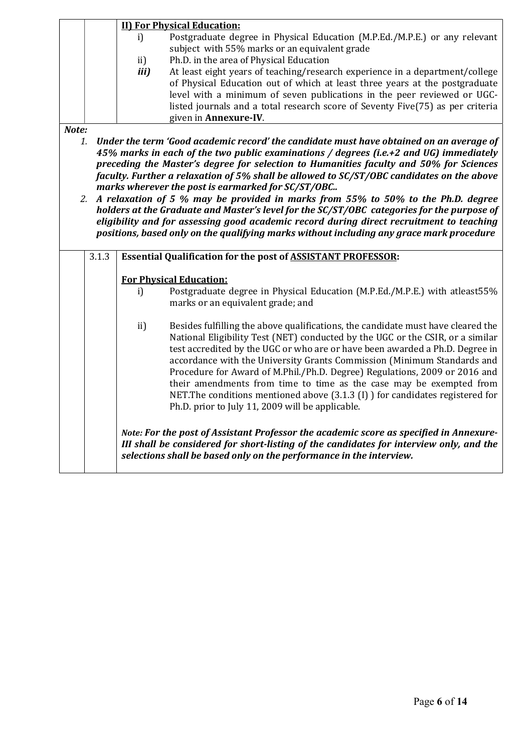**II) For Physical Education:**

i) Postgraduate degree in Physical Education (M.P.Ed./M.P.E.) or any relevant subject with 55% marks or an equivalent grade

ii) Ph.D. in the area of Physical Education

*iii)* At least eight years of teaching/research experience in a department/college of Physical Education out of which at least three years at the postgraduate level with a minimum of seven publications in the peer reviewed or UGC-listed journals and a total research score of Seventy Five(75) as per criteria given in **Annexure-IV**.

***Note:***

1. ***Under the term 'Good academic record' the candidate must have obtained on an average of 45% marks in each of the two public examinations / degrees (i.e.+2 and UG) immediately preceding the Master's degree for selection to Humanities faculty and 50% for Sciences faculty. Further a relaxation of 5% shall be allowed to SC/ST/OBC candidates on the above marks wherever the post is earmarked for SC/ST/OBC..***
2. ***A relaxation of 5 % may be provided in marks from 55% to 50% to the Ph.D. degree holders at the Graduate and Master's level for the SC/ST/OBC categories for the purpose of eligibility and for assessing good academic record during direct recruitment to teaching positions, based only on the qualifying marks without including any grace mark procedure***

3.1.3 **Essential Qualification for the post of <u>ASSISTANT PROFESSOR</u>:**

**<u>For Physical Education:</u>**

i) Postgraduate degree in Physical Education (M.P.Ed./M.P.E.) with atleast55% marks or an equivalent grade; and

ii) Besides fulfilling the above qualifications, the candidate must have cleared the National Eligibility Test (NET) conducted by the UGC or the CSIR, or a similar test accredited by the UGC or who are or have been awarded a Ph.D. Degree in accordance with the University Grants Commission (Minimum Standards and Procedure for Award of M.Phil./Ph.D. Degree) Regulations, 2009 or 2016 and their amendments from time to time as the case may be exempted from NET.The conditions mentioned above (3.1.3 (I) ) for candidates registered for Ph.D. prior to July 11, 2009 will be applicable.

***Note: For the post of Assistant Professor the academic score as specified in Annexure-III shall be considered for short-listing of the candidates for interview only, and the selections shall be based only on the performance in the interview.***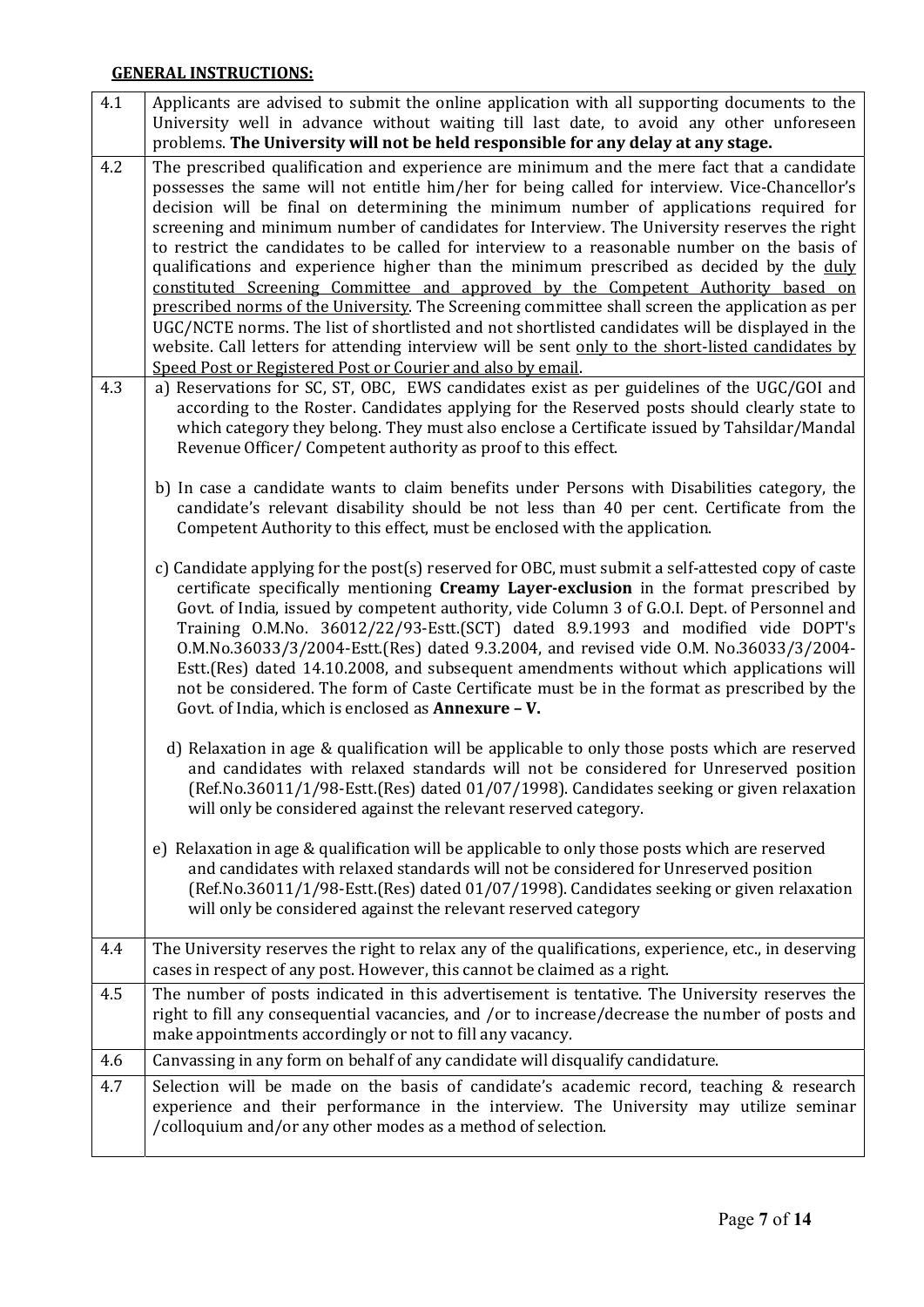**GENERAL INSTRUCTIONS:**

| | |
|---|---|
| 4.1 | Applicants are advised to submit the online application with all supporting documents to the University well in advance without waiting till last date, to avoid any other unforeseen problems. **The University will not be held responsible for any delay at any stage.** |
| 4.2 | The prescribed qualification and experience are minimum and the mere fact that a candidate possesses the same will not entitle him/her for being called for interview. Vice-Chancellor's decision will be final on determining the minimum number of applications required for screening and minimum number of candidates for Interview. The University reserves the right to restrict the candidates to be called for interview to a reasonable number on the basis of qualifications and experience higher than the minimum prescribed as decided by the duly constituted Screening Committee and approved by the Competent Authority based on prescribed norms of the University. The Screening committee shall screen the application as per UGC/NCTE norms. The list of shortlisted and not shortlisted candidates will be displayed in the website. Call letters for attending interview will be sent only to the short-listed candidates by Speed Post or Registered Post or Courier and also by email. |
| 4.3 | a) Reservations for SC, ST, OBC, EWS candidates exist as per guidelines of the UGC/GOI and according to the Roster. Candidates applying for the Reserved posts should clearly state to which category they belong. They must also enclose a Certificate issued by Tahsildar/Mandal Revenue Officer/ Competent authority as proof to this effect.<br><br>b) In case a candidate wants to claim benefits under Persons with Disabilities category, the candidate's relevant disability should be not less than 40 per cent. Certificate from the Competent Authority to this effect, must be enclosed with the application.<br><br>c) Candidate applying for the post(s) reserved for OBC, must submit a self-attested copy of caste certificate specifically mentioning **Creamy Layer-exclusion** in the format prescribed by Govt. of India, issued by competent authority, vide Column 3 of G.O.I. Dept. of Personnel and Training O.M.No. 36012/22/93-Estt.(SCT) dated 8.9.1993 and modified vide DOPT's O.M.No.36033/3/2004-Estt.(Res) dated 9.3.2004, and revised vide O.M. No.36033/3/2004-Estt.(Res) dated 14.10.2008, and subsequent amendments without which applications will not be considered. The form of Caste Certificate must be in the format as prescribed by the Govt. of India, which is enclosed as **Annexure – V.**<br><br>d) Relaxation in age & qualification will be applicable to only those posts which are reserved and candidates with relaxed standards will not be considered for Unreserved position (Ref.No.36011/1/98-Estt.(Res) dated 01/07/1998). Candidates seeking or given relaxation will only be considered against the relevant reserved category.<br><br>e) Relaxation in age & qualification will be applicable to only those posts which are reserved and candidates with relaxed standards will not be considered for Unreserved position (Ref.No.36011/1/98-Estt.(Res) dated 01/07/1998). Candidates seeking or given relaxation will only be considered against the relevant reserved category |
| 4.4 | The University reserves the right to relax any of the qualifications, experience, etc., in deserving cases in respect of any post. However, this cannot be claimed as a right. |
| 4.5 | The number of posts indicated in this advertisement is tentative. The University reserves the right to fill any consequential vacancies, and /or to increase/decrease the number of posts and make appointments accordingly or not to fill any vacancy. |
| 4.6 | Canvassing in any form on behalf of any candidate will disqualify candidature. |
| 4.7 | Selection will be made on the basis of candidate's academic record, teaching & research experience and their performance in the interview. The University may utilize seminar /colloquium and/or any other modes as a method of selection. |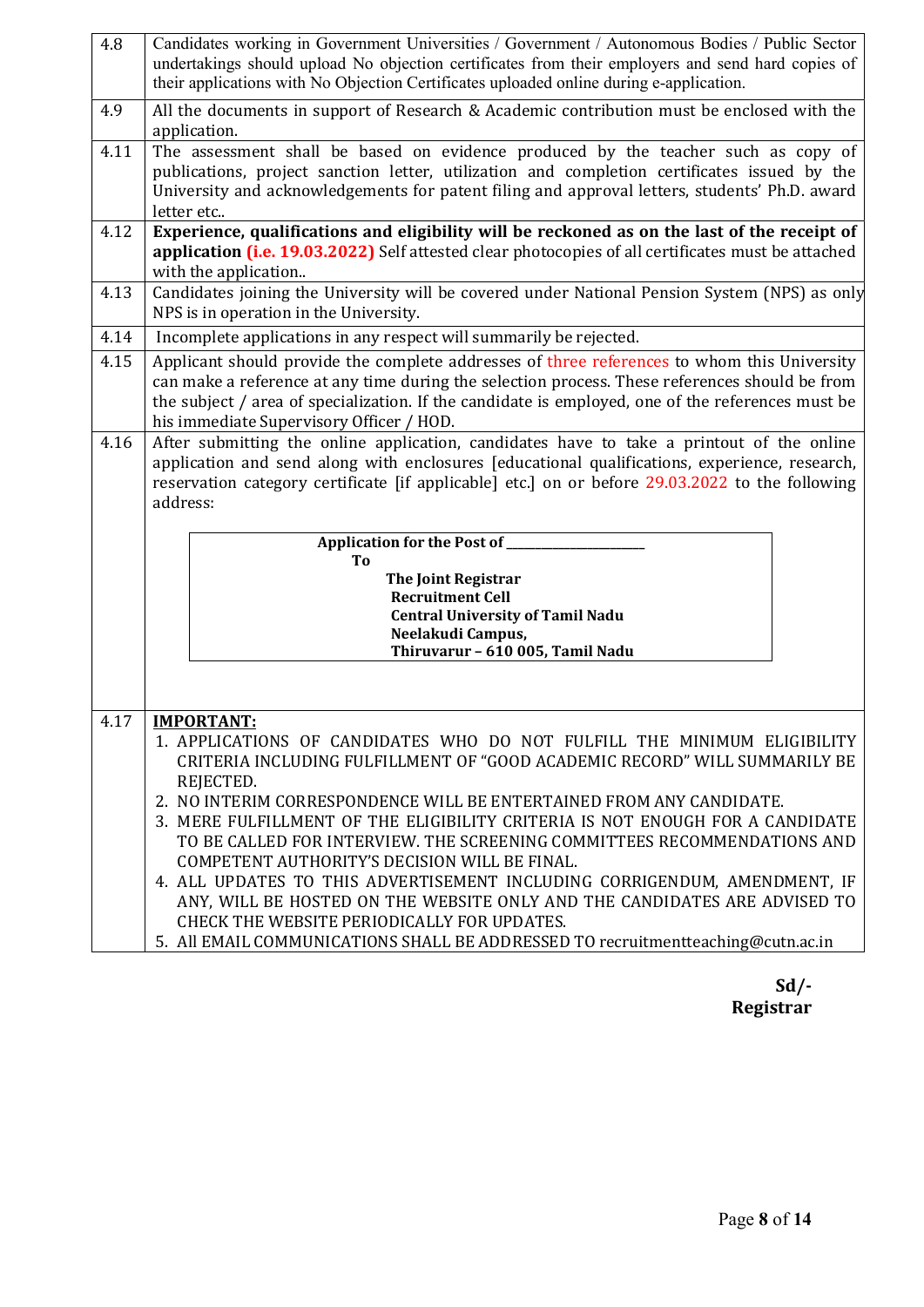| | |
|---|---|
| 4.8 | Candidates working in Government Universities / Government / Autonomous Bodies / Public Sector undertakings should upload No objection certificates from their employers and send hard copies of their applications with No Objection Certificates uploaded online during e-application. |
| 4.9 | All the documents in support of Research & Academic contribution must be enclosed with the application. |
| 4.11 | The assessment shall be based on evidence produced by the teacher such as copy of publications, project sanction letter, utilization and completion certificates issued by the University and acknowledgements for patent filing and approval letters, students' Ph.D. award letter etc.. |
| 4.12 | **Experience, qualifications and eligibility will be reckoned as on the last of the receipt of application (i.e. 19.03.2022)** Self attested clear photocopies of all certificates must be attached with the application.. |
| 4.13 | Candidates joining the University will be covered under National Pension System (NPS) as only NPS is in operation in the University. |
| 4.14 | Incomplete applications in any respect will summarily be rejected. |
| 4.15 | Applicant should provide the complete addresses of three references to whom this University can make a reference at any time during the selection process. These references should be from the subject / area of specialization. If the candidate is employed, one of the references must be his immediate Supervisory Officer / HOD. |
| 4.16 | After submitting the online application, candidates have to take a printout of the online application and send along with enclosures [educational qualifications, experience, research, reservation category certificate [if applicable] etc.] on or before 29.03.2022 to the following address:<br><br>**Application for the Post of \_\_\_\_\_\_\_\_\_\_\_\_\_\_\_\_\_\_\_\_**<br>**To**<br>**The Joint Registrar**<br>**Recruitment Cell**<br>**Central University of Tamil Nadu**<br>**Neelakudi Campus,**<br>**Thiruvarur – 610 005, Tamil Nadu** |
| 4.17 | **IMPORTANT:**<br>1. APPLICATIONS OF CANDIDATES WHO DO NOT FULFILL THE MINIMUM ELIGIBILITY CRITERIA INCLUDING FULFILLMENT OF "GOOD ACADEMIC RECORD" WILL SUMMARILY BE REJECTED.<br>2. NO INTERIM CORRESPONDENCE WILL BE ENTERTAINED FROM ANY CANDIDATE.<br>3. MERE FULFILLMENT OF THE ELIGIBILITY CRITERIA IS NOT ENOUGH FOR A CANDIDATE TO BE CALLED FOR INTERVIEW. THE SCREENING COMMITTEES RECOMMENDATIONS AND COMPETENT AUTHORITY'S DECISION WILL BE FINAL.<br>4. ALL UPDATES TO THIS ADVERTISEMENT INCLUDING CORRIGENDUM, AMENDMENT, IF ANY, WILL BE HOSTED ON THE WEBSITE ONLY AND THE CANDIDATES ARE ADVISED TO CHECK THE WEBSITE PERIODICALLY FOR UPDATES.<br>5. All EMAIL COMMUNICATIONS SHALL BE ADDRESSED TO recruitmentteaching@cutn.ac.in |

**Sd/-**
**Registrar**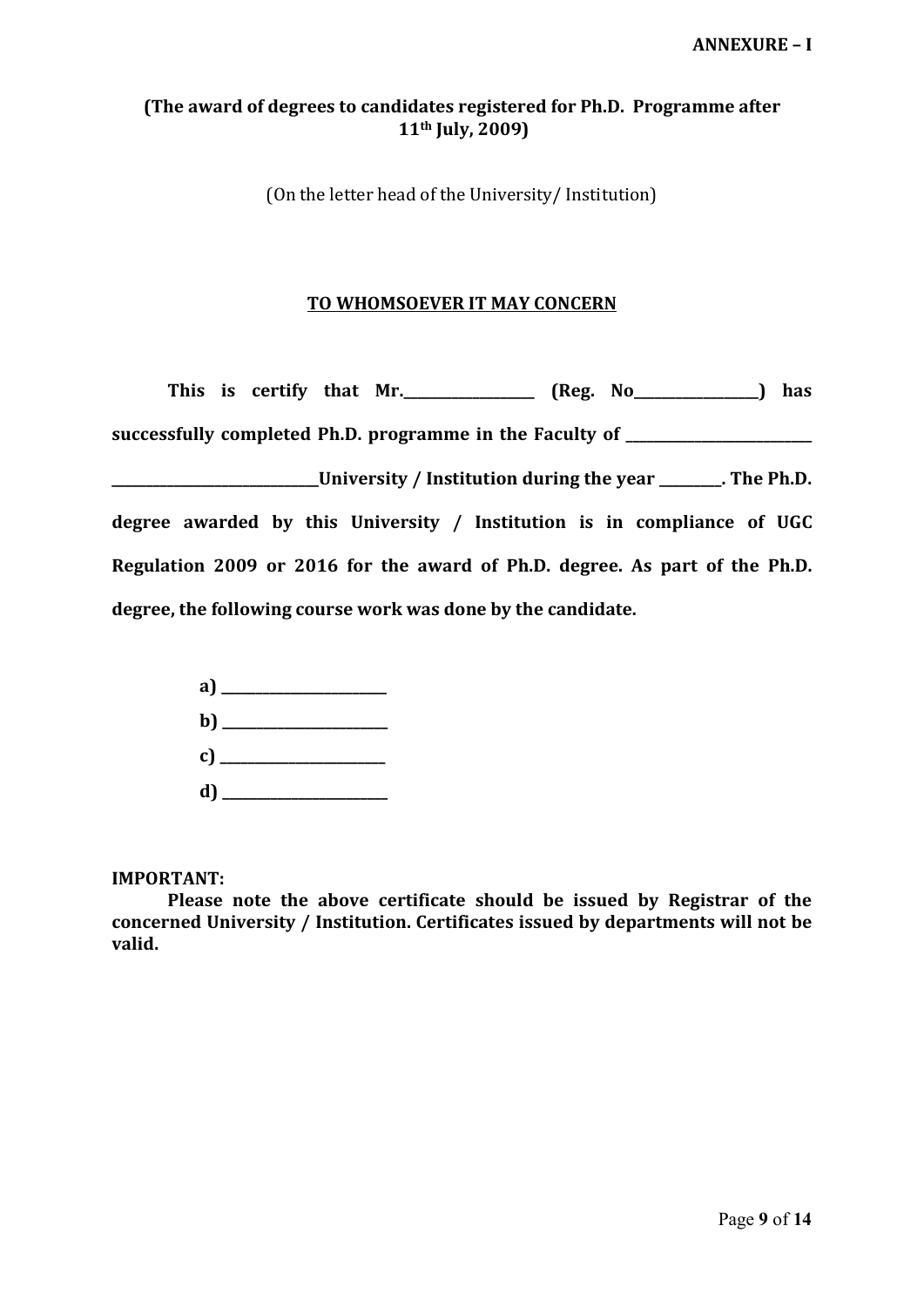**ANNEXURE – I**

**(The award of degrees to candidates registered for Ph.D. Programme after 11th July, 2009)**

(On the letter head of the University/ Institution)

**TO WHOMSOEVER IT MAY CONCERN**

**This is certify that Mr.\_\_\_\_\_\_\_\_\_\_\_\_\_\_\_\_\_\_\_ (Reg. No\_\_\_\_\_\_\_\_\_\_\_\_\_\_\_\_\_\_) has successfully completed Ph.D. programme in the Faculty of \_\_\_\_\_\_\_\_\_\_\_\_\_\_\_\_\_\_\_\_\_\_\_\_\_\_\_\_ \_\_\_\_\_\_\_\_\_\_\_\_\_\_\_\_\_\_\_\_\_\_\_\_\_\_\_\_\_\_University / Institution during the year \_\_\_\_\_\_\_\_\_. The Ph.D. degree awarded by this University / Institution is in compliance of UGC Regulation 2009 or 2016 for the award of Ph.D. degree. As part of the Ph.D. degree, the following course work was done by the candidate.**

**a) \_\_\_\_\_\_\_\_\_\_\_\_\_\_\_\_\_\_\_\_\_\_\_\_\_**
**b) \_\_\_\_\_\_\_\_\_\_\_\_\_\_\_\_\_\_\_\_\_\_\_\_\_**
**c) \_\_\_\_\_\_\_\_\_\_\_\_\_\_\_\_\_\_\_\_\_\_\_\_\_**
**d) \_\_\_\_\_\_\_\_\_\_\_\_\_\_\_\_\_\_\_\_\_\_\_\_\_**

**IMPORTANT:**

**Please note the above certificate should be issued by Registrar of the concerned University / Institution. Certificates issued by departments will not be valid.**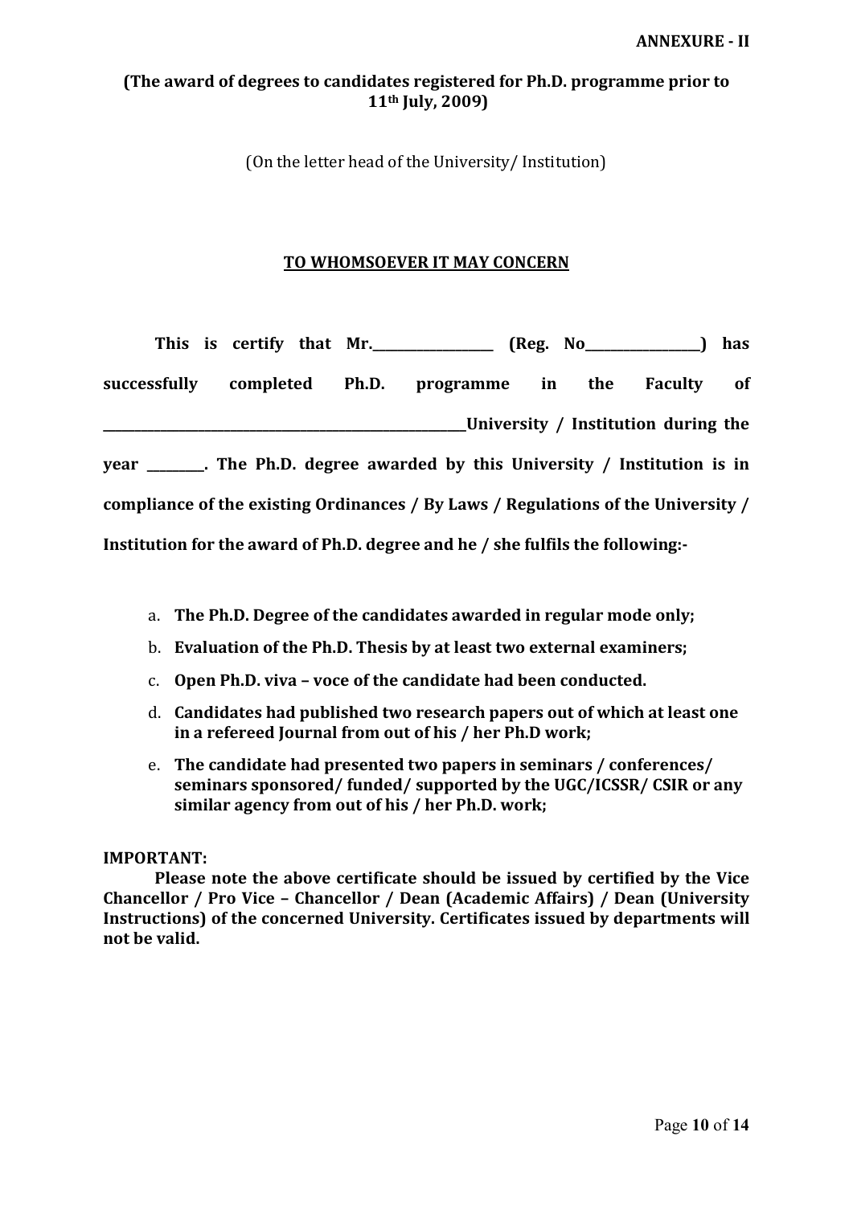**ANNEXURE - II**

**(The award of degrees to candidates registered for Ph.D. programme prior to 11th July, 2009)**

(On the letter head of the University/ Institution)

**TO WHOMSOEVER IT MAY CONCERN**

**This is certify that Mr.\_\_\_\_\_\_\_\_\_\_\_\_\_\_\_\_\_\_\_ (Reg. No\_\_\_\_\_\_\_\_\_\_\_\_\_\_\_\_\_\_) has successfully completed Ph.D. programme in the Faculty of \_\_\_\_\_\_\_\_\_\_\_\_\_\_\_\_\_\_\_\_\_\_\_\_\_\_\_\_\_\_\_\_\_\_\_\_\_\_\_\_\_\_\_\_\_\_\_\_\_\_\_\_\_\_\_\_\_\_\_\_University / Institution during the year \_\_\_\_\_\_\_\_\_. The Ph.D. degree awarded by this University / Institution is in compliance of the existing Ordinances / By Laws / Regulations of the University / Institution for the award of Ph.D. degree and he / she fulfils the following:-**

a. **The Ph.D. Degree of the candidates awarded in regular mode only;**
b. **Evaluation of the Ph.D. Thesis by at least two external examiners;**
c. **Open Ph.D. viva – voce of the candidate had been conducted.**
d. **Candidates had published two research papers out of which at least one in a refereed Journal from out of his / her Ph.D work;**
e. **The candidate had presented two papers in seminars / conferences/ seminars sponsored/ funded/ supported by the UGC/ICSSR/ CSIR or any similar agency from out of his / her Ph.D. work;**

**IMPORTANT:**

**Please note the above certificate should be issued by certified by the Vice Chancellor / Pro Vice – Chancellor / Dean (Academic Affairs) / Dean (University Instructions) of the concerned University. Certificates issued by departments will not be valid.**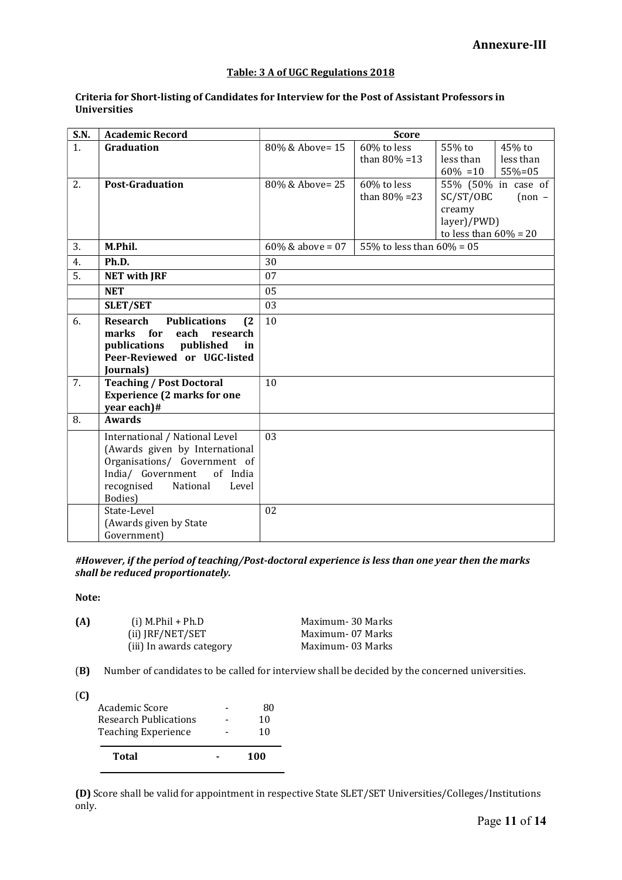**Annexure-III**

**Table: 3 A of UGC Regulations 2018**

**Criteria for Short-listing of Candidates for Interview for the Post of Assistant Professors in Universities**

| S.N. | Academic Record | Score | | | |
|---|---|---|---|---|---|
| 1. | **Graduation** | 80% & Above= 15 | 60% to less than 80% =13 | 55% to less than 60% =10 | 45% to less than 55%=05 |
| 2. | **Post-Graduation** | 80% & Above= 25 | 60% to less than 80% =23 | 55% (50% in case of SC/ST/OBC (non – creamy layer)/PWD) to less than 60% = 20 | |
| 3. | **M.Phil.** | 60% & above = 07 | 55% to less than 60% = 05 | | |
| 4. | **Ph.D.** | 30 | | | |
| 5. | **NET with JRF** | 07 | | | |
| | **NET** | 05 | | | |
| | **SLET/SET** | 03 | | | |
| 6. | **Research Publications (2 marks for each research publications published in Peer-Reviewed or UGC-listed Journals)** | 10 | | | |
| 7. | **Teaching / Post Doctoral Experience (2 marks for one year each)#** | 10 | | | |
| 8. | **Awards** | | | | |
| | International / National Level (Awards given by International Organisations/ Government of India/ Government of India recognised National Level Bodies) | 03 | | | |
| | State-Level (Awards given by State Government) | 02 | | | |

***#However, if the period of teaching/Post-doctoral experience is less than one year then the marks shall be reduced proportionately.***

**Note:**

**(A)**
- (i) M.Phil + Ph.D — Maximum- 30 Marks
- (ii) JRF/NET/SET — Maximum- 07 Marks
- (iii) In awards category — Maximum- 03 Marks

(**B**) Number of candidates to be called for interview shall be decided by the concerned universities.

(**C**)

| | | |
|---|---|---|
| Academic Score | - | 80 |
| Research Publications | - | 10 |
| Teaching Experience | - | 10 |
| **Total** | **-** | **100** |

**(D)** Score shall be valid for appointment in respective State SLET/SET Universities/Colleges/Institutions only.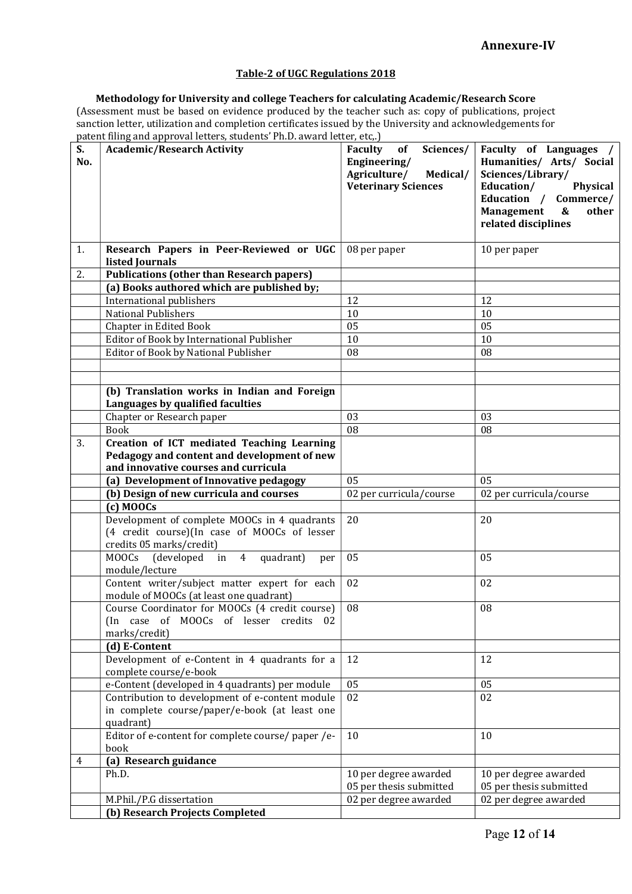**Annexure-IV**

**Table-2 of UGC Regulations 2018**

**Methodology for University and college Teachers for calculating Academic/Research Score**

(Assessment must be based on evidence produced by the teacher such as: copy of publications, project sanction letter, utilization and completion certificates issued by the University and acknowledgements for patent filing and approval letters, students' Ph.D. award letter, etc,.)

| S. No. | Academic/Research Activity | Faculty of Sciences/ Engineering/ Agriculture/ Medical/ Veterinary Sciences | Faculty of Languages / Humanities/ Arts/ Social Sciences/Library/ Education/ Physical Education / Commerce/ Management & other related disciplines |
|---|---|---|---|
| 1. | **Research Papers in Peer-Reviewed or UGC listed Journals** | 08 per paper | 10 per paper |
| 2. | **Publications (other than Research papers)** | | |
| | **(a) Books authored which are published by;** | | |
| | International publishers | 12 | 12 |
| | National Publishers | 10 | 10 |
| | Chapter in Edited Book | 05 | 05 |
| | Editor of Book by International Publisher | 10 | 10 |
| | Editor of Book by National Publisher | 08 | 08 |
| | | | |
| | | | |
| | **(b) Translation works in Indian and Foreign Languages by qualified faculties** | | |
| | Chapter or Research paper | 03 | 03 |
| | Book | 08 | 08 |
| 3. | **Creation of ICT mediated Teaching Learning Pedagogy and content and development of new and innovative courses and curricula** | | |
| | **(a) Development of Innovative pedagogy** | 05 | 05 |
| | **(b) Design of new curricula and courses** | 02 per curricula/course | 02 per curricula/course |
| | **(c) MOOCs** | | |
| | Development of complete MOOCs in 4 quadrants (4 credit course)(In case of MOOCs of lesser credits 05 marks/credit) | 20 | 20 |
| | MOOCs (developed in 4 quadrant) per module/lecture | 05 | 05 |
| | Content writer/subject matter expert for each module of MOOCs (at least one quadrant) | 02 | 02 |
| | Course Coordinator for MOOCs (4 credit course) (In case of MOOCs of lesser credits 02 marks/credit) | 08 | 08 |
| | **(d) E-Content** | | |
| | Development of e-Content in 4 quadrants for a complete course/e-book | 12 | 12 |
| | e-Content (developed in 4 quadrants) per module | 05 | 05 |
| | Contribution to development of e-content module in complete course/paper/e-book (at least one quadrant) | 02 | 02 |
| | Editor of e-content for complete course/ paper /e-book | 10 | 10 |
| 4 | **(a) Research guidance** | | |
| | Ph.D. | 10 per degree awarded 05 per thesis submitted | 10 per degree awarded 05 per thesis submitted |
| | M.Phil./P.G dissertation | 02 per degree awarded | 02 per degree awarded |
| | **(b) Research Projects Completed** | | |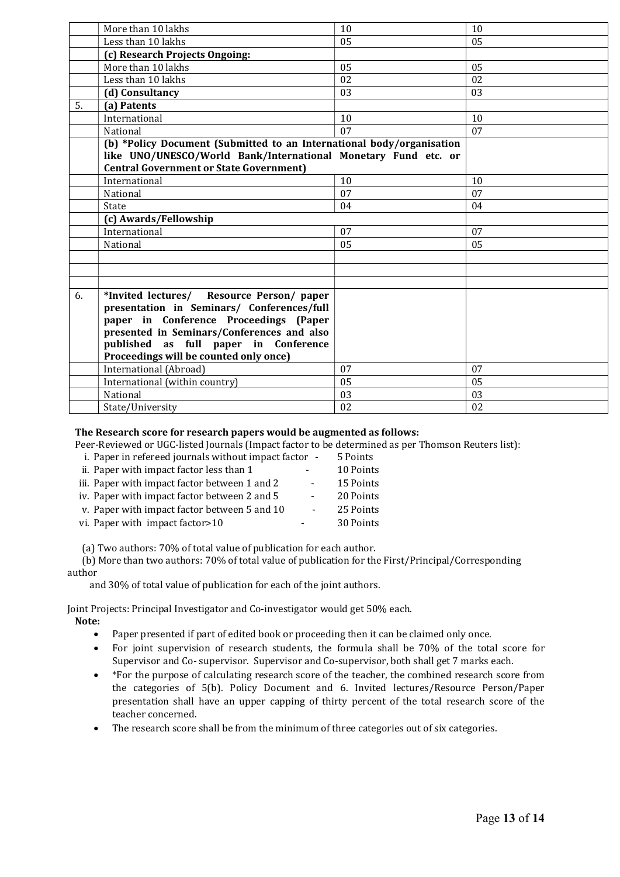|  | More than 10 lakhs | 10 | 10 |
|---|---|---|---|
|  | Less than 10 lakhs | 05 | 05 |
|  | **(c) Research Projects Ongoing:** |  |  |
|  | More than 10 lakhs | 05 | 05 |
|  | Less than 10 lakhs | 02 | 02 |
|  | **(d) Consultancy** | 03 | 03 |
| 5. | **(a) Patents** |  |  |
|  | International | 10 | 10 |
|  | National | 07 | 07 |
|  | **(b) *Policy Document (Submitted to an International body/organisation like UNO/UNESCO/World Bank/International Monetary Fund etc. or Central Government or State Government)** |  |  |
|  | International | 10 | 10 |
|  | National | 07 | 07 |
|  | State | 04 | 04 |
|  | **(c) Awards/Fellowship** |  |  |
|  | International | 07 | 07 |
|  | National | 05 | 05 |
|  |  |  |  |
|  |  |  |  |
|  |  |  |  |
| 6. | **\*Invited lectures/ Resource Person/ paper presentation in Seminars/ Conferences/full paper in Conference Proceedings (Paper presented in Seminars/Conferences and also published as full paper in Conference Proceedings will be counted only once)** |  |  |
|  | International (Abroad) | 07 | 07 |
|  | International (within country) | 05 | 05 |
|  | National | 03 | 03 |
|  | State/University | 02 | 02 |

**The Research score for research papers would be augmented as follows:**

Peer-Reviewed or UGC-listed Journals (Impact factor to be determined as per Thomson Reuters list):

i. Paper in refereed journals without impact factor - 5 Points
ii. Paper with impact factor less than 1 - 10 Points
iii. Paper with impact factor between 1 and 2 - 15 Points
iv. Paper with impact factor between 2 and 5 - 20 Points
v. Paper with impact factor between 5 and 10 - 25 Points
vi. Paper with impact factor>10 - 30 Points

(a) Two authors: 70% of total value of publication for each author.

(b) More than two authors: 70% of total value of publication for the First/Principal/Corresponding author and 30% of total value of publication for each of the joint authors.

Joint Projects: Principal Investigator and Co-investigator would get 50% each.

**Note:**

- Paper presented if part of edited book or proceeding then it can be claimed only once.
- For joint supervision of research students, the formula shall be 70% of the total score for Supervisor and Co- supervisor. Supervisor and Co-supervisor, both shall get 7 marks each.
- *For the purpose of calculating research score of the teacher, the combined research score from the categories of 5(b). Policy Document and 6. Invited lectures/Resource Person/Paper presentation shall have an upper capping of thirty percent of the total research score of the teacher concerned.
- The research score shall be from the minimum of three categories out of six categories.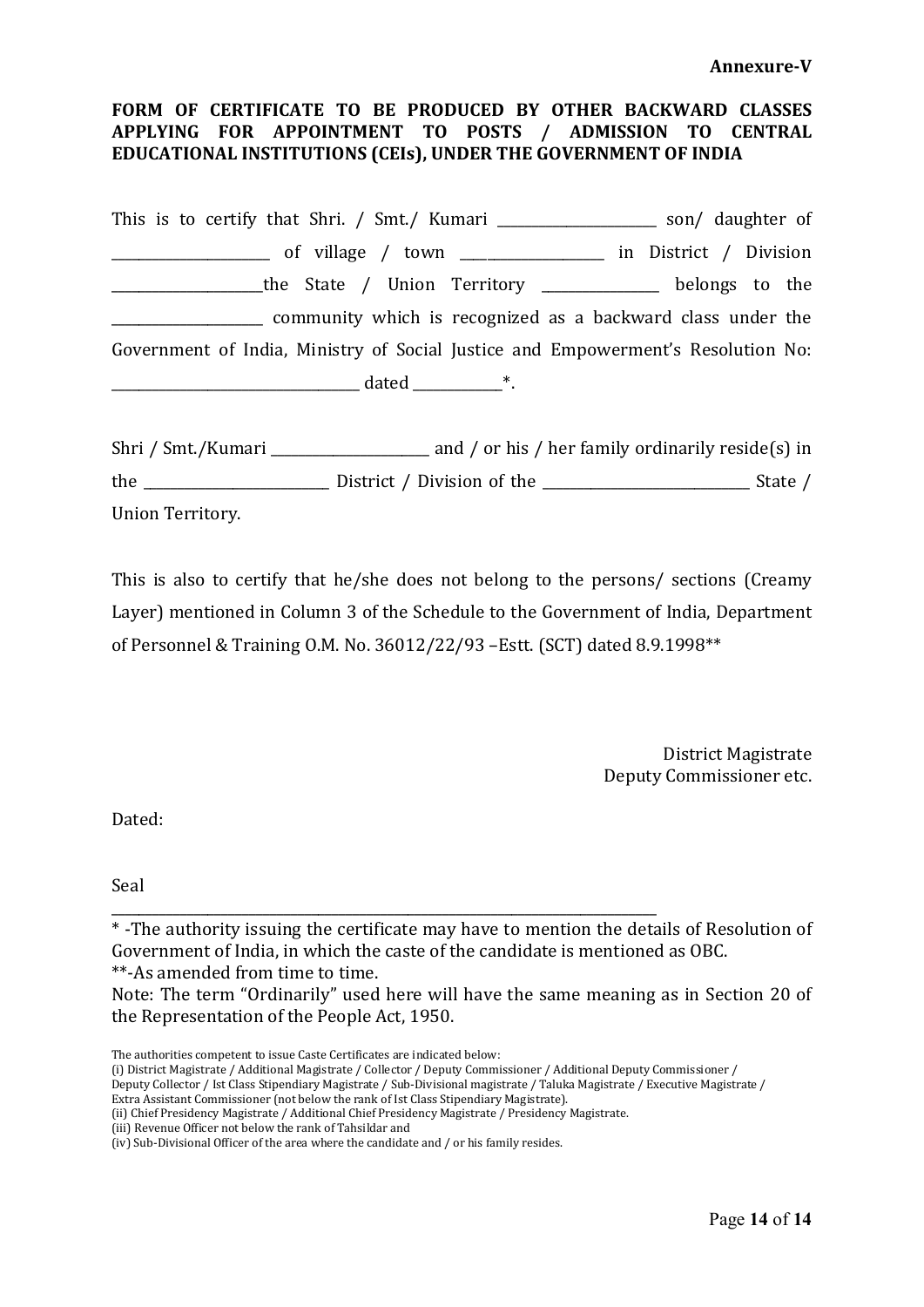**Annexure-V**

**FORM OF CERTIFICATE TO BE PRODUCED BY OTHER BACKWARD CLASSES APPLYING FOR APPOINTMENT TO POSTS / ADMISSION TO CENTRAL EDUCATIONAL INSTITUTIONS (CEIs), UNDER THE GOVERNMENT OF INDIA**

This is to certify that Shri. / Smt./ Kumari ______________________ son/ daughter of ______________________ of village / town ___________________ in District / Division _____________________the State / Union Territory ________________ belongs to the _____________________ community which is recognized as a backward class under the Government of India, Ministry of Social Justice and Empowerment's Resolution No: __________________________________ dated ____________*.

Shri / Smt./Kumari ______________________ and / or his / her family ordinarily reside(s) in the _________________________ District / Division of the _____________________________ State / Union Territory.

This is also to certify that he/she does not belong to the persons/ sections (Creamy Layer) mentioned in Column 3 of the Schedule to the Government of India, Department of Personnel & Training O.M. No. 36012/22/93 –Estt. (SCT) dated 8.9.1998**

District Magistrate
Deputy Commissioner etc.

Dated:

Seal

---

* -The authority issuing the certificate may have to mention the details of Resolution of Government of India, in which the caste of the candidate is mentioned as OBC.

**-As amended from time to time.

Note: The term "Ordinarily" used here will have the same meaning as in Section 20 of the Representation of the People Act, 1950.

The authorities competent to issue Caste Certificates are indicated below:

(i) District Magistrate / Additional Magistrate / Collector / Deputy Commissioner / Additional Deputy Commissioner / Deputy Collector / Ist Class Stipendiary Magistrate / Sub-Divisional magistrate / Taluka Magistrate / Executive Magistrate / Extra Assistant Commissioner (not below the rank of Ist Class Stipendiary Magistrate).

(ii) Chief Presidency Magistrate / Additional Chief Presidency Magistrate / Presidency Magistrate.

(iii) Revenue Officer not below the rank of Tahsildar and

(iv) Sub-Divisional Officer of the area where the candidate and / or his family resides.